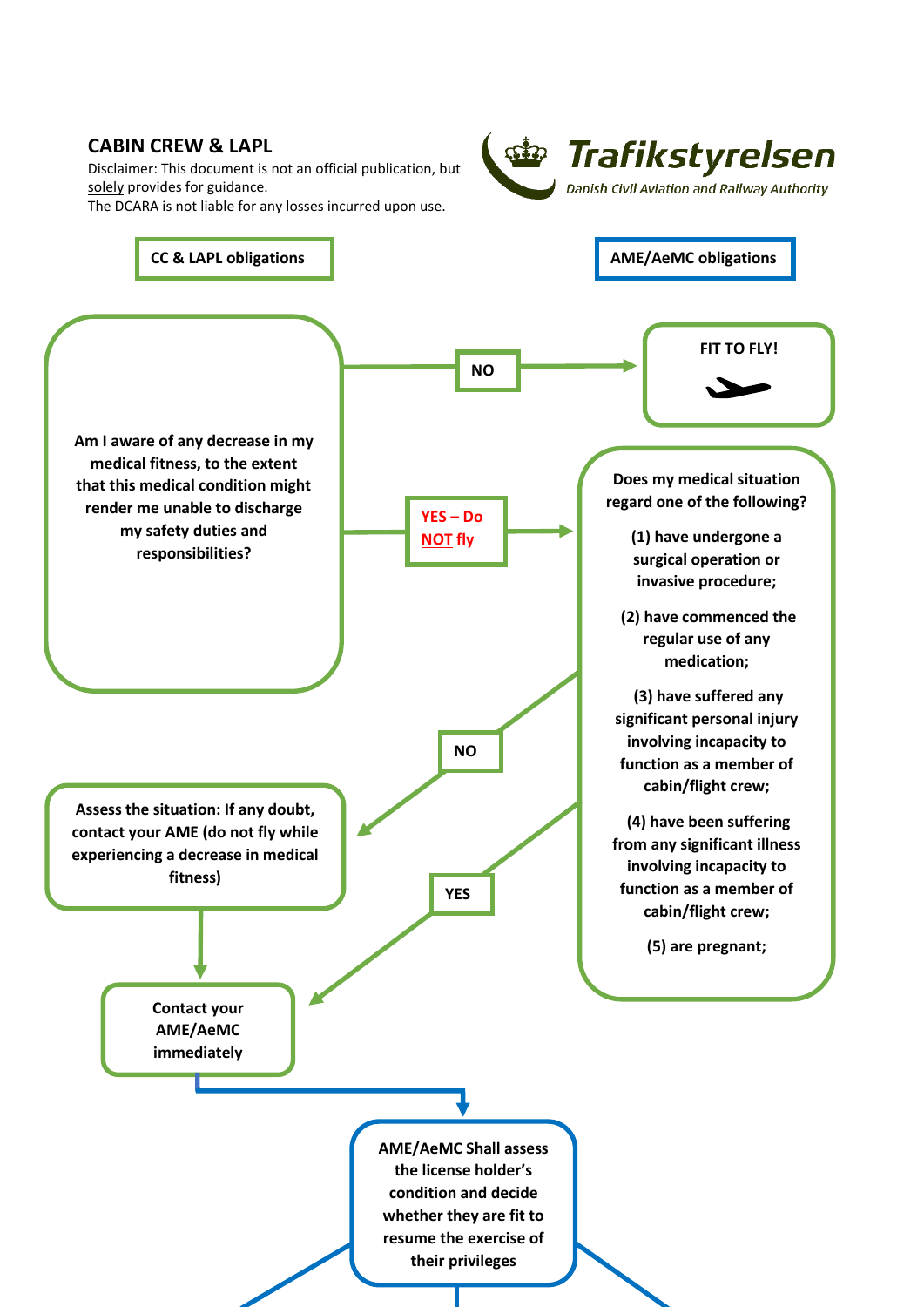## CABIN CREW & LAPL

Disclaimer: This document is not an official publication, but solely provides for guidance.
The DCARA is not liable for any losses incurred upon use.

Trafikstyrelsen
*Danish Civil Aviation and Railway Authority*

**CC & LAPL obligations**

**AME/AeMC obligations**

**Am I aware of any decrease in my medical fitness, to the extent that this medical condition might render me unable to discharge my safety duties and responsibilities?**

**NO** → **FIT TO FLY!**

**YES – Do NOT fly** →

**Does my medical situation regard one of the following?**

**(1) have undergone a surgical operation or invasive procedure;**

**(2) have commenced the regular use of any medication;**

**(3) have suffered any significant personal injury involving incapacity to function as a member of cabin/flight crew;**

**(4) have been suffering from any significant illness involving incapacity to function as a member of cabin/flight crew;**

**(5) are pregnant;**

**NO** → **Assess the situation: If any doubt, contact your AME (do not fly while experiencing a decrease in medical fitness)**

**YES** → **Contact your AME/AeMC immediately**

**AME/AeMC Shall assess the license holder's condition and decide whether they are fit to resume the exercise of their privileges**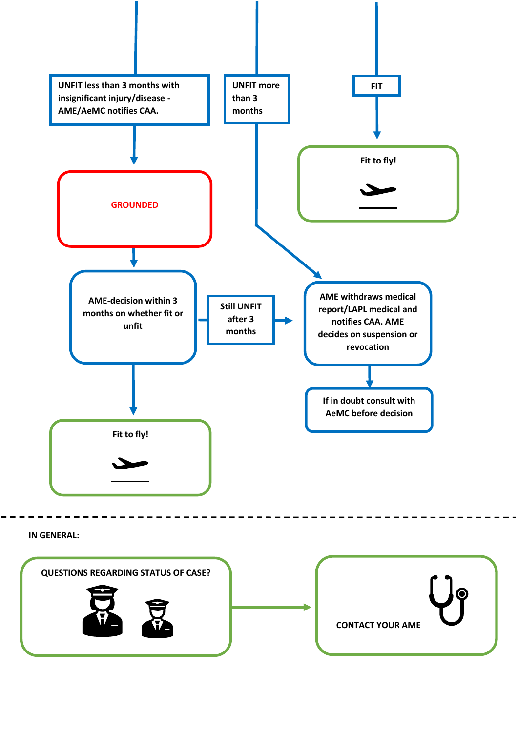UNFIT less than 3 months with insignificant injury/disease - AME/AeMC notifies CAA.

UNFIT more than 3 months

FIT

Fit to fly!

GROUNDED

AME-decision within 3 months on whether fit or unfit

Still UNFIT after 3 months

AME withdraws medical report/LAPL medical and notifies CAA. AME decides on suspension or revocation

If in doubt consult with AeMC before decision

Fit to fly!

---

IN GENERAL:

QUESTIONS REGARDING STATUS OF CASE?

CONTACT YOUR AME